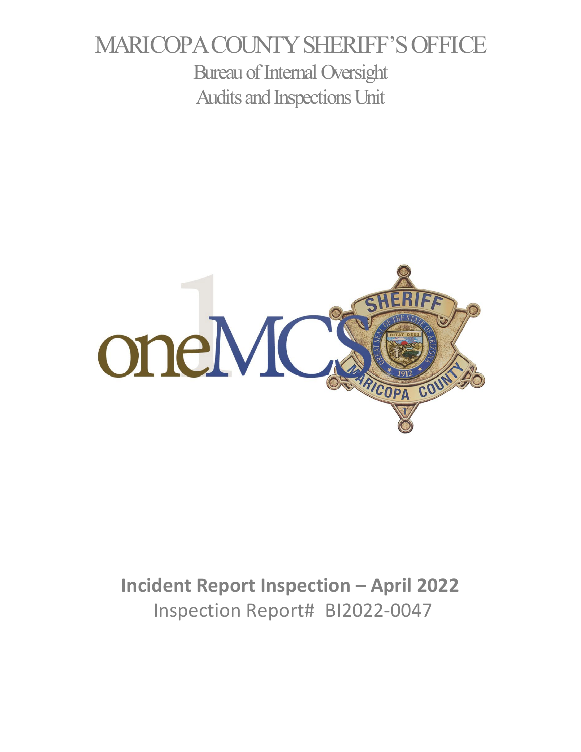# MARICOPA COUNTY SHERIFF'S OFFICE

## Bureau of Internal Oversight

## Audits and Inspections Unit

**Incident Report Inspection – April 2022**

Inspection Report# BI2022-0047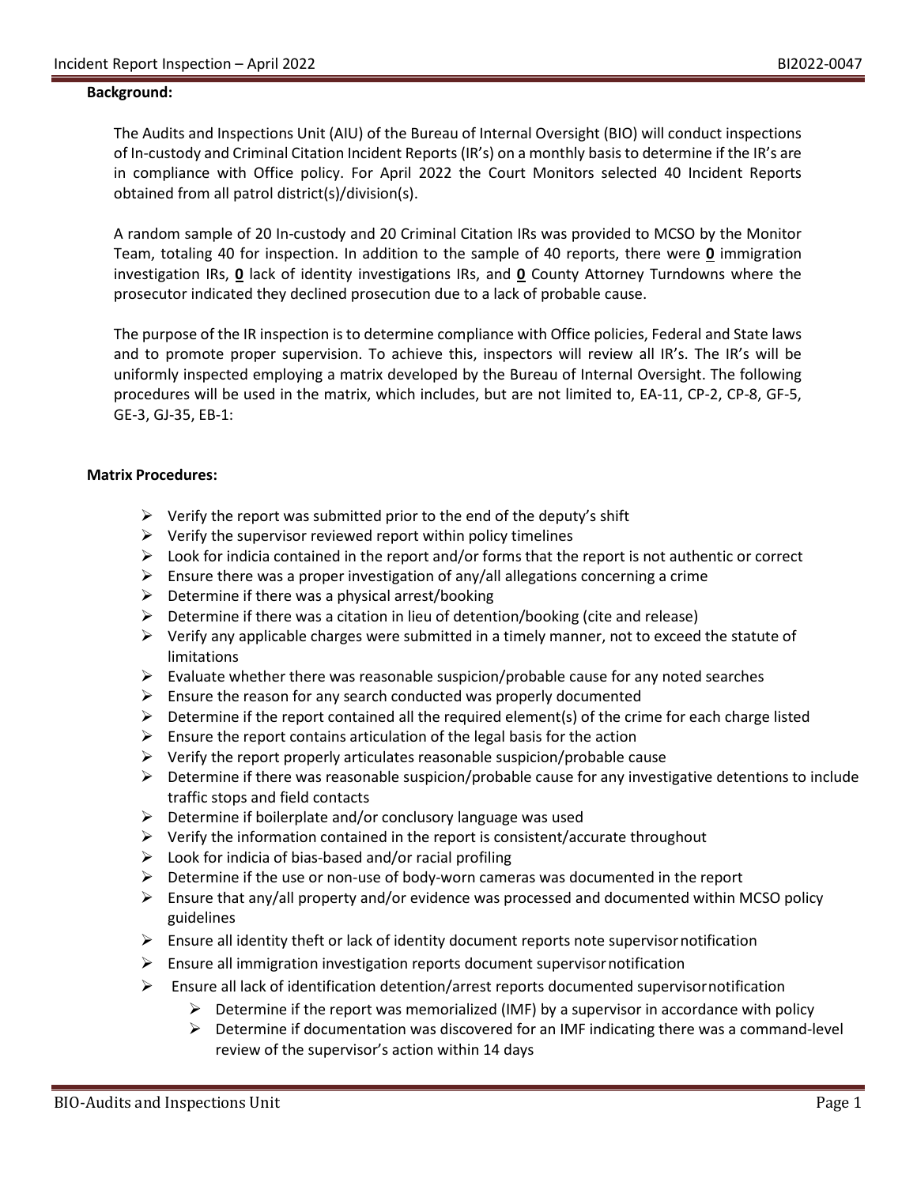**Background:**

The Audits and Inspections Unit (AIU) of the Bureau of Internal Oversight (BIO) will conduct inspections of In-custody and Criminal Citation Incident Reports (IR's) on a monthly basis to determine if the IR's are in compliance with Office policy. For April 2022 the Court Monitors selected 40 Incident Reports obtained from all patrol district(s)/division(s).

A random sample of 20 In-custody and 20 Criminal Citation IRs was provided to MCSO by the Monitor Team, totaling 40 for inspection. In addition to the sample of 40 reports, there were **0** immigration investigation IRs, **0** lack of identity investigations IRs, and **0** County Attorney Turndowns where the prosecutor indicated they declined prosecution due to a lack of probable cause.

The purpose of the IR inspection is to determine compliance with Office policies, Federal and State laws and to promote proper supervision. To achieve this, inspectors will review all IR's. The IR's will be uniformly inspected employing a matrix developed by the Bureau of Internal Oversight. The following procedures will be used in the matrix, which includes, but are not limited to, EA-11, CP-2, CP-8, GF-5, GE-3, GJ-35, EB-1:

**Matrix Procedures:**

- Verify the report was submitted prior to the end of the deputy's shift
- Verify the supervisor reviewed report within policy timelines
- Look for indicia contained in the report and/or forms that the report is not authentic or correct
- Ensure there was a proper investigation of any/all allegations concerning a crime
- Determine if there was a physical arrest/booking
- Determine if there was a citation in lieu of detention/booking (cite and release)
- Verify any applicable charges were submitted in a timely manner, not to exceed the statute of limitations
- Evaluate whether there was reasonable suspicion/probable cause for any noted searches
- Ensure the reason for any search conducted was properly documented
- Determine if the report contained all the required element(s) of the crime for each charge listed
- Ensure the report contains articulation of the legal basis for the action
- Verify the report properly articulates reasonable suspicion/probable cause
- Determine if there was reasonable suspicion/probable cause for any investigative detentions to include traffic stops and field contacts
- Determine if boilerplate and/or conclusory language was used
- Verify the information contained in the report is consistent/accurate throughout
- Look for indicia of bias-based and/or racial profiling
- Determine if the use or non-use of body-worn cameras was documented in the report
- Ensure that any/all property and/or evidence was processed and documented within MCSO policy guidelines
- Ensure all identity theft or lack of identity document reports note supervisor notification
- Ensure all immigration investigation reports document supervisor notification
- Ensure all lack of identification detention/arrest reports documented supervisor notification
  - Determine if the report was memorialized (IMF) by a supervisor in accordance with policy
  - Determine if documentation was discovered for an IMF indicating there was a command-level review of the supervisor's action within 14 days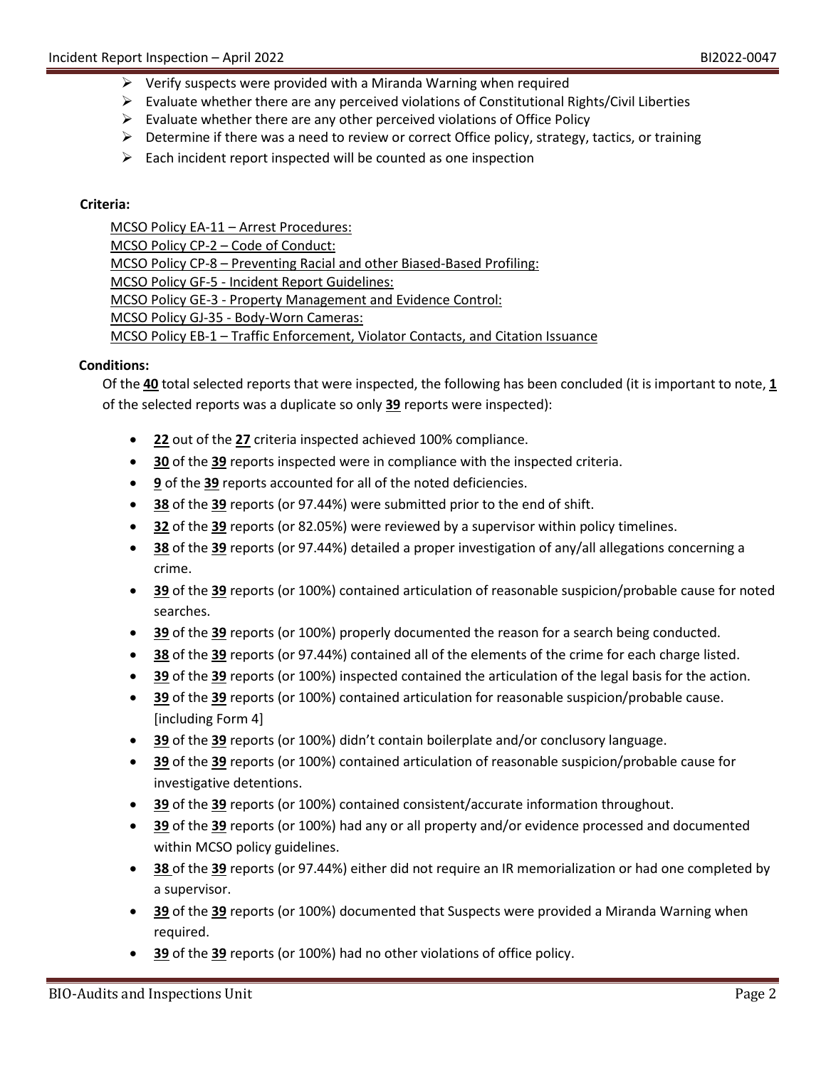- Verify suspects were provided with a Miranda Warning when required
- Evaluate whether there are any perceived violations of Constitutional Rights/Civil Liberties
- Evaluate whether there are any other perceived violations of Office Policy
- Determine if there was a need to review or correct Office policy, strategy, tactics, or training
- Each incident report inspected will be counted as one inspection

**Criteria:**

MCSO Policy EA-11 – Arrest Procedures:
MCSO Policy CP-2 – Code of Conduct:
MCSO Policy CP-8 – Preventing Racial and other Biased-Based Profiling:
MCSO Policy GF-5 - Incident Report Guidelines:
MCSO Policy GE-3 - Property Management and Evidence Control:
MCSO Policy GJ-35 - Body-Worn Cameras:
MCSO Policy EB-1 – Traffic Enforcement, Violator Contacts, and Citation Issuance

**Conditions:**

Of the **40** total selected reports that were inspected, the following has been concluded (it is important to note, **1** of the selected reports was a duplicate so only **39** reports were inspected):

- **22** out of the **27** criteria inspected achieved 100% compliance.
- **30** of the **39** reports inspected were in compliance with the inspected criteria.
- **9** of the **39** reports accounted for all of the noted deficiencies.
- **38** of the **39** reports (or 97.44%) were submitted prior to the end of shift.
- **32** of the **39** reports (or 82.05%) were reviewed by a supervisor within policy timelines.
- **38** of the **39** reports (or 97.44%) detailed a proper investigation of any/all allegations concerning a crime.
- **39** of the **39** reports (or 100%) contained articulation of reasonable suspicion/probable cause for noted searches.
- **39** of the **39** reports (or 100%) properly documented the reason for a search being conducted.
- **38** of the **39** reports (or 97.44%) contained all of the elements of the crime for each charge listed.
- **39** of the **39** reports (or 100%) inspected contained the articulation of the legal basis for the action.
- **39** of the **39** reports (or 100%) contained articulation for reasonable suspicion/probable cause. [including Form 4]
- **39** of the **39** reports (or 100%) didn't contain boilerplate and/or conclusory language.
- **39** of the **39** reports (or 100%) contained articulation of reasonable suspicion/probable cause for investigative detentions.
- **39** of the **39** reports (or 100%) contained consistent/accurate information throughout.
- **39** of the **39** reports (or 100%) had any or all property and/or evidence processed and documented within MCSO policy guidelines.
- **38** of the **39** reports (or 97.44%) either did not require an IR memorialization or had one completed by a supervisor.
- **39** of the **39** reports (or 100%) documented that Suspects were provided a Miranda Warning when required.
- **39** of the **39** reports (or 100%) had no other violations of office policy.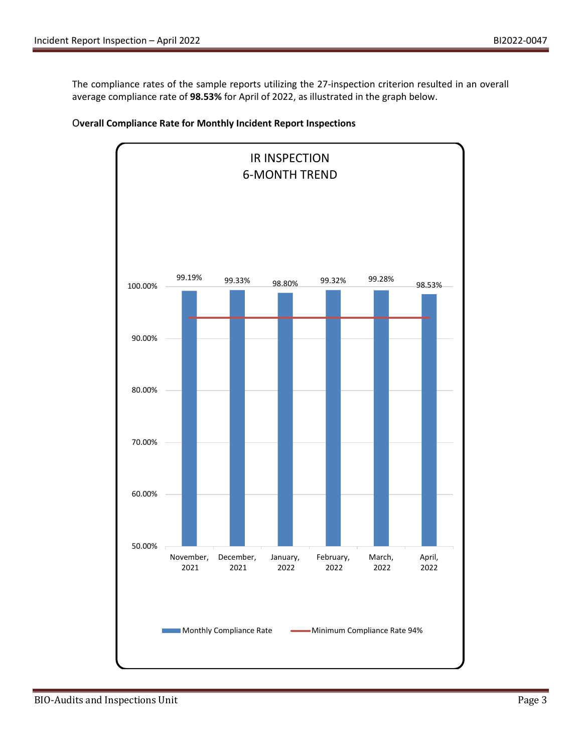The compliance rates of the sample reports utilizing the 27-inspection criterion resulted in an overall average compliance rate of **98.53%** for April of 2022, as illustrated in the graph below.

**Overall Compliance Rate for Monthly Incident Report Inspections**

IR INSPECTION
6-MONTH TREND

| Month | Monthly Compliance Rate | Minimum Compliance Rate |
|---|---|---|
| November, 2021 | 99.19% | 94% |
| December, 2021 | 99.33% | 94% |
| January, 2022 | 98.80% | 94% |
| February, 2022 | 99.32% | 94% |
| March, 2022 | 99.28% | 94% |
| April, 2022 | 98.53% | 94% |

Monthly Compliance Rate — Minimum Compliance Rate 94%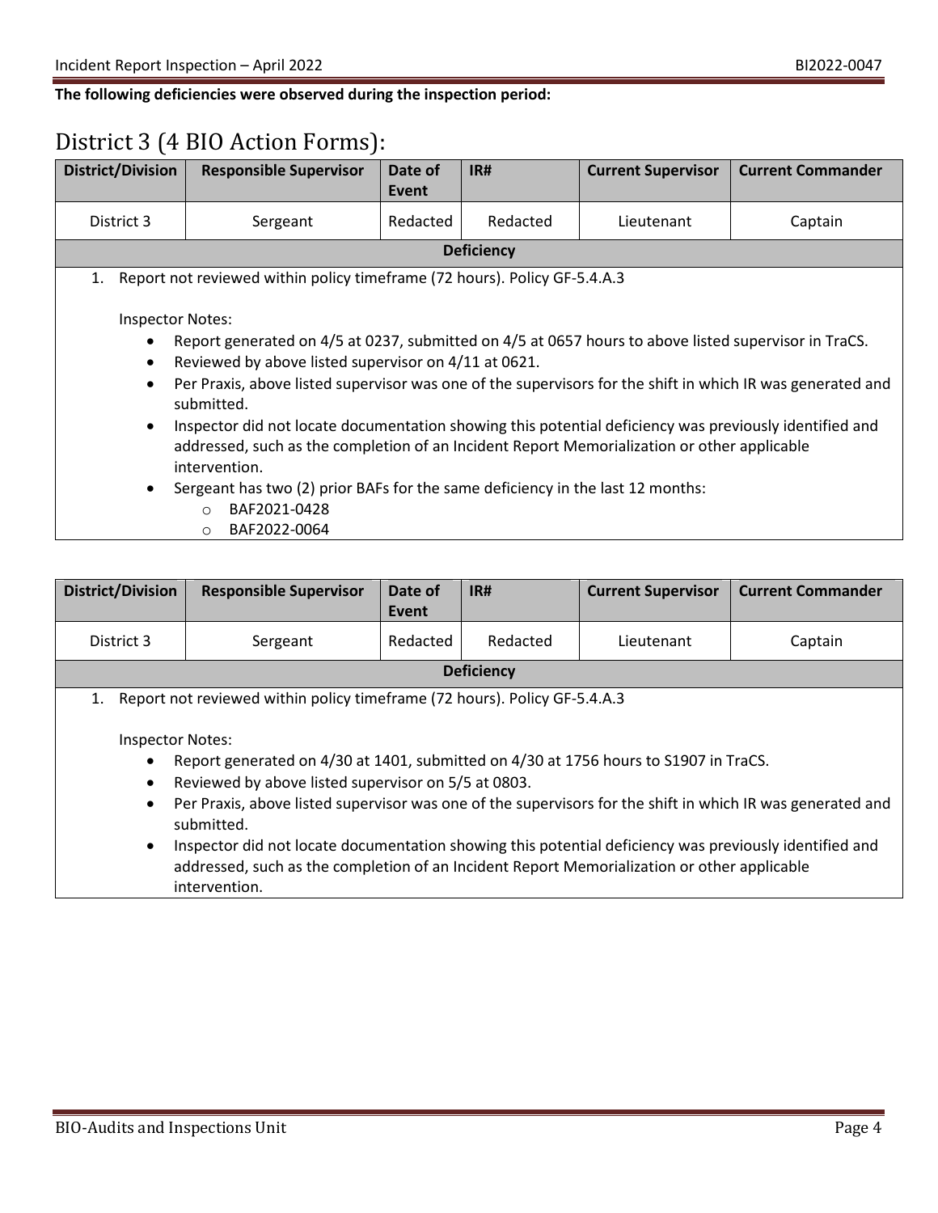**The following deficiencies were observed during the inspection period:**

# District 3 (4 BIO Action Forms):

| District/Division | Responsible Supervisor | Date of Event | IR# | Current Supervisor | Current Commander |
|---|---|---|---|---|---|
| District 3 | Sergeant | Redacted | Redacted | Lieutenant | Captain |

**Deficiency**

1. Report not reviewed within policy timeframe (72 hours). Policy GF-5.4.A.3

   Inspector Notes:
   - Report generated on 4/5 at 0237, submitted on 4/5 at 0657 hours to above listed supervisor in TraCS.
   - Reviewed by above listed supervisor on 4/11 at 0621.
   - Per Praxis, above listed supervisor was one of the supervisors for the shift in which IR was generated and submitted.
   - Inspector did not locate documentation showing this potential deficiency was previously identified and addressed, such as the completion of an Incident Report Memorialization or other applicable intervention.
   - Sergeant has two (2) prior BAFs for the same deficiency in the last 12 months:
     - BAF2021-0428
     - BAF2022-0064

| District/Division | Responsible Supervisor | Date of Event | IR# | Current Supervisor | Current Commander |
|---|---|---|---|---|---|
| District 3 | Sergeant | Redacted | Redacted | Lieutenant | Captain |

**Deficiency**

1. Report not reviewed within policy timeframe (72 hours). Policy GF-5.4.A.3

   Inspector Notes:
   - Report generated on 4/30 at 1401, submitted on 4/30 at 1756 hours to S1907 in TraCS.
   - Reviewed by above listed supervisor on 5/5 at 0803.
   - Per Praxis, above listed supervisor was one of the supervisors for the shift in which IR was generated and submitted.
   - Inspector did not locate documentation showing this potential deficiency was previously identified and addressed, such as the completion of an Incident Report Memorialization or other applicable intervention.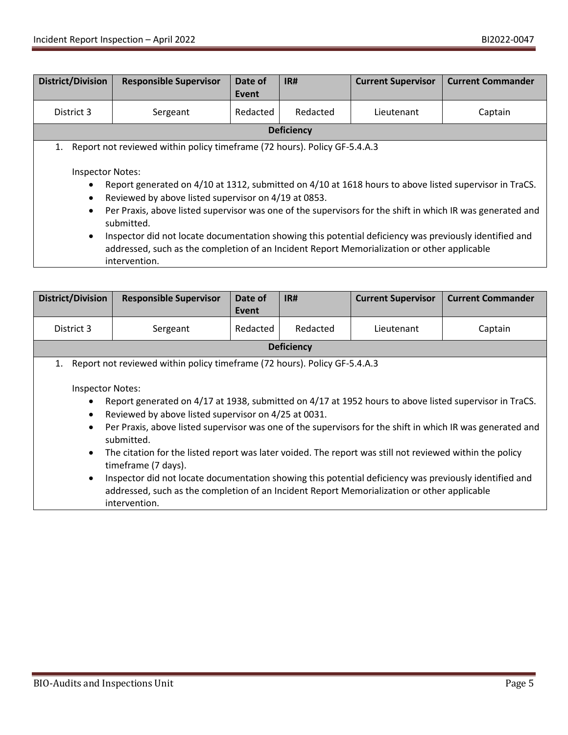| District/Division | Responsible Supervisor | Date of Event | IR# | Current Supervisor | Current Commander |
|---|---|---|---|---|---|
| District 3 | Sergeant | Redacted | Redacted | Lieutenant | Captain |

**Deficiency**

1. Report not reviewed within policy timeframe (72 hours). Policy GF-5.4.A.3

   Inspector Notes:
   - Report generated on 4/10 at 1312, submitted on 4/10 at 1618 hours to above listed supervisor in TraCS.
   - Reviewed by above listed supervisor on 4/19 at 0853.
   - Per Praxis, above listed supervisor was one of the supervisors for the shift in which IR was generated and submitted.
   - Inspector did not locate documentation showing this potential deficiency was previously identified and addressed, such as the completion of an Incident Report Memorialization or other applicable intervention.

| District/Division | Responsible Supervisor | Date of Event | IR# | Current Supervisor | Current Commander |
|---|---|---|---|---|---|
| District 3 | Sergeant | Redacted | Redacted | Lieutenant | Captain |

**Deficiency**

1. Report not reviewed within policy timeframe (72 hours). Policy GF-5.4.A.3

   Inspector Notes:
   - Report generated on 4/17 at 1938, submitted on 4/17 at 1952 hours to above listed supervisor in TraCS.
   - Reviewed by above listed supervisor on 4/25 at 0031.
   - Per Praxis, above listed supervisor was one of the supervisors for the shift in which IR was generated and submitted.
   - The citation for the listed report was later voided. The report was still not reviewed within the policy timeframe (7 days).
   - Inspector did not locate documentation showing this potential deficiency was previously identified and addressed, such as the completion of an Incident Report Memorialization or other applicable intervention.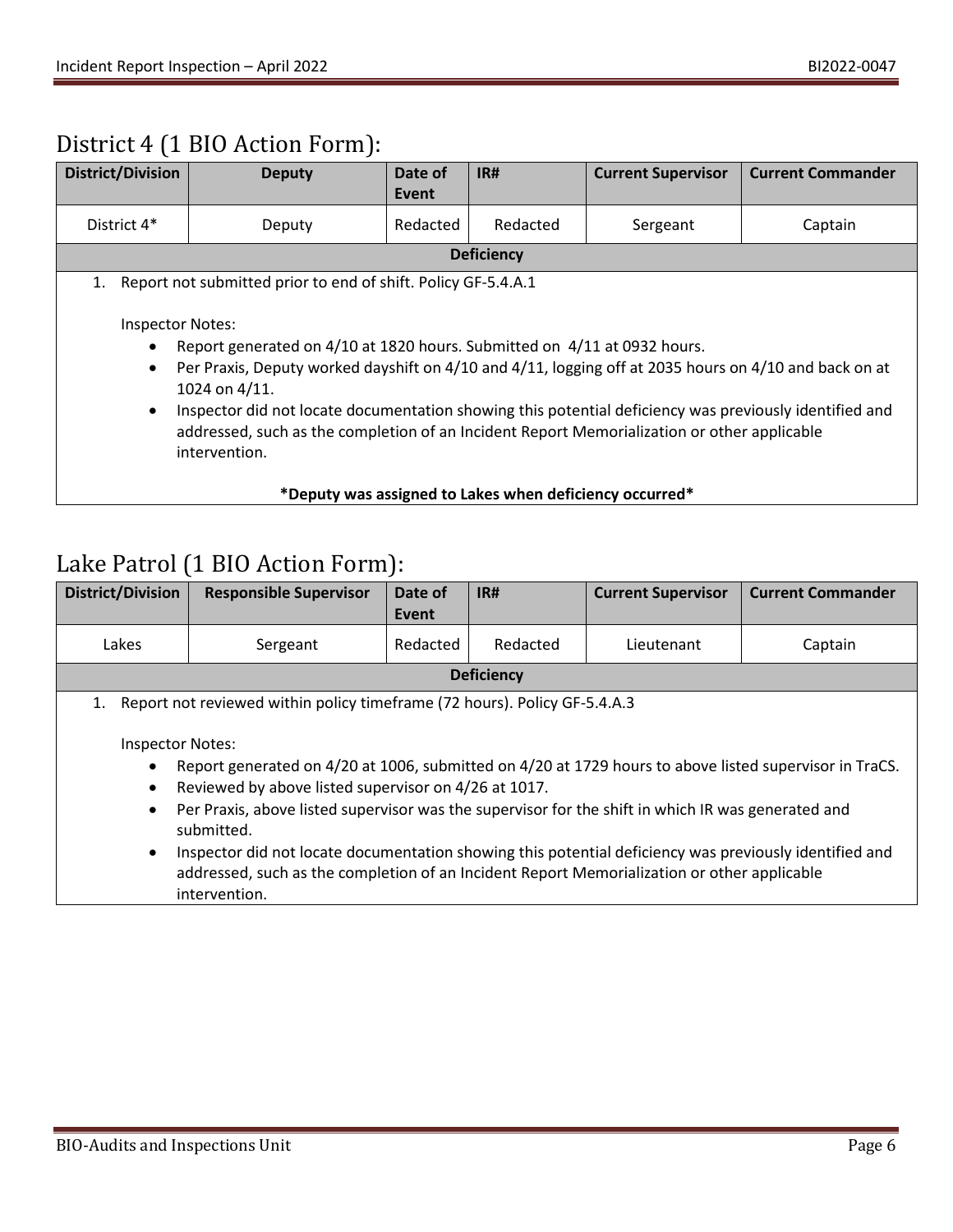## District 4 (1 BIO Action Form):

| District/Division | Deputy | Date of Event | IR# | Current Supervisor | Current Commander |
|---|---|---|---|---|---|
| District 4* | Deputy | Redacted | Redacted | Sergeant | Captain |

**Deficiency**

1. Report not submitted prior to end of shift. Policy GF-5.4.A.1

   Inspector Notes:

   - Report generated on 4/10 at 1820 hours. Submitted on 4/11 at 0932 hours.
   - Per Praxis, Deputy worked dayshift on 4/10 and 4/11, logging off at 2035 hours on 4/10 and back on at 1024 on 4/11.
   - Inspector did not locate documentation showing this potential deficiency was previously identified and addressed, such as the completion of an Incident Report Memorialization or other applicable intervention.

**\*Deputy was assigned to Lakes when deficiency occurred\***

## Lake Patrol (1 BIO Action Form):

| District/Division | Responsible Supervisor | Date of Event | IR# | Current Supervisor | Current Commander |
|---|---|---|---|---|---|
| Lakes | Sergeant | Redacted | Redacted | Lieutenant | Captain |

**Deficiency**

1. Report not reviewed within policy timeframe (72 hours). Policy GF-5.4.A.3

   Inspector Notes:

   - Report generated on 4/20 at 1006, submitted on 4/20 at 1729 hours to above listed supervisor in TraCS.
   - Reviewed by above listed supervisor on 4/26 at 1017.
   - Per Praxis, above listed supervisor was the supervisor for the shift in which IR was generated and submitted.
   - Inspector did not locate documentation showing this potential deficiency was previously identified and addressed, such as the completion of an Incident Report Memorialization or other applicable intervention.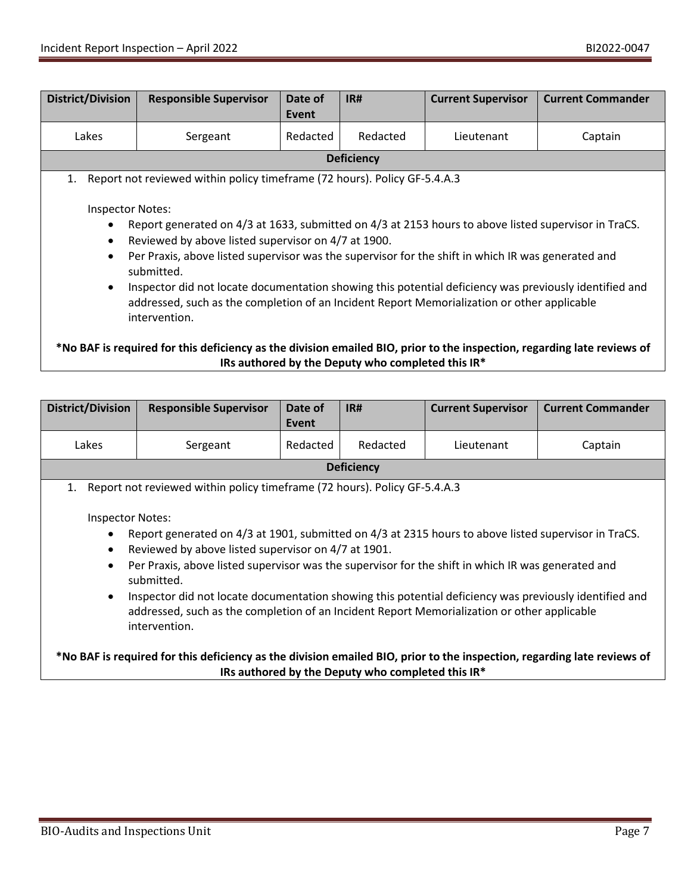| District/Division | Responsible Supervisor | Date of Event | IR# | Current Supervisor | Current Commander |
|---|---|---|---|---|---|
| Lakes | Sergeant | Redacted | Redacted | Lieutenant | Captain |

**Deficiency**

1. Report not reviewed within policy timeframe (72 hours). Policy GF-5.4.A.3

   Inspector Notes:
   - Report generated on 4/3 at 1633, submitted on 4/3 at 2153 hours to above listed supervisor in TraCS.
   - Reviewed by above listed supervisor on 4/7 at 1900.
   - Per Praxis, above listed supervisor was the supervisor for the shift in which IR was generated and submitted.
   - Inspector did not locate documentation showing this potential deficiency was previously identified and addressed, such as the completion of an Incident Report Memorialization or other applicable intervention.

**\*No BAF is required for this deficiency as the division emailed BIO, prior to the inspection, regarding late reviews of IRs authored by the Deputy who completed this IR\***

| District/Division | Responsible Supervisor | Date of Event | IR# | Current Supervisor | Current Commander |
|---|---|---|---|---|---|
| Lakes | Sergeant | Redacted | Redacted | Lieutenant | Captain |

**Deficiency**

1. Report not reviewed within policy timeframe (72 hours). Policy GF-5.4.A.3

   Inspector Notes:
   - Report generated on 4/3 at 1901, submitted on 4/3 at 2315 hours to above listed supervisor in TraCS.
   - Reviewed by above listed supervisor on 4/7 at 1901.
   - Per Praxis, above listed supervisor was the supervisor for the shift in which IR was generated and submitted.
   - Inspector did not locate documentation showing this potential deficiency was previously identified and addressed, such as the completion of an Incident Report Memorialization or other applicable intervention.

**\*No BAF is required for this deficiency as the division emailed BIO, prior to the inspection, regarding late reviews of IRs authored by the Deputy who completed this IR\***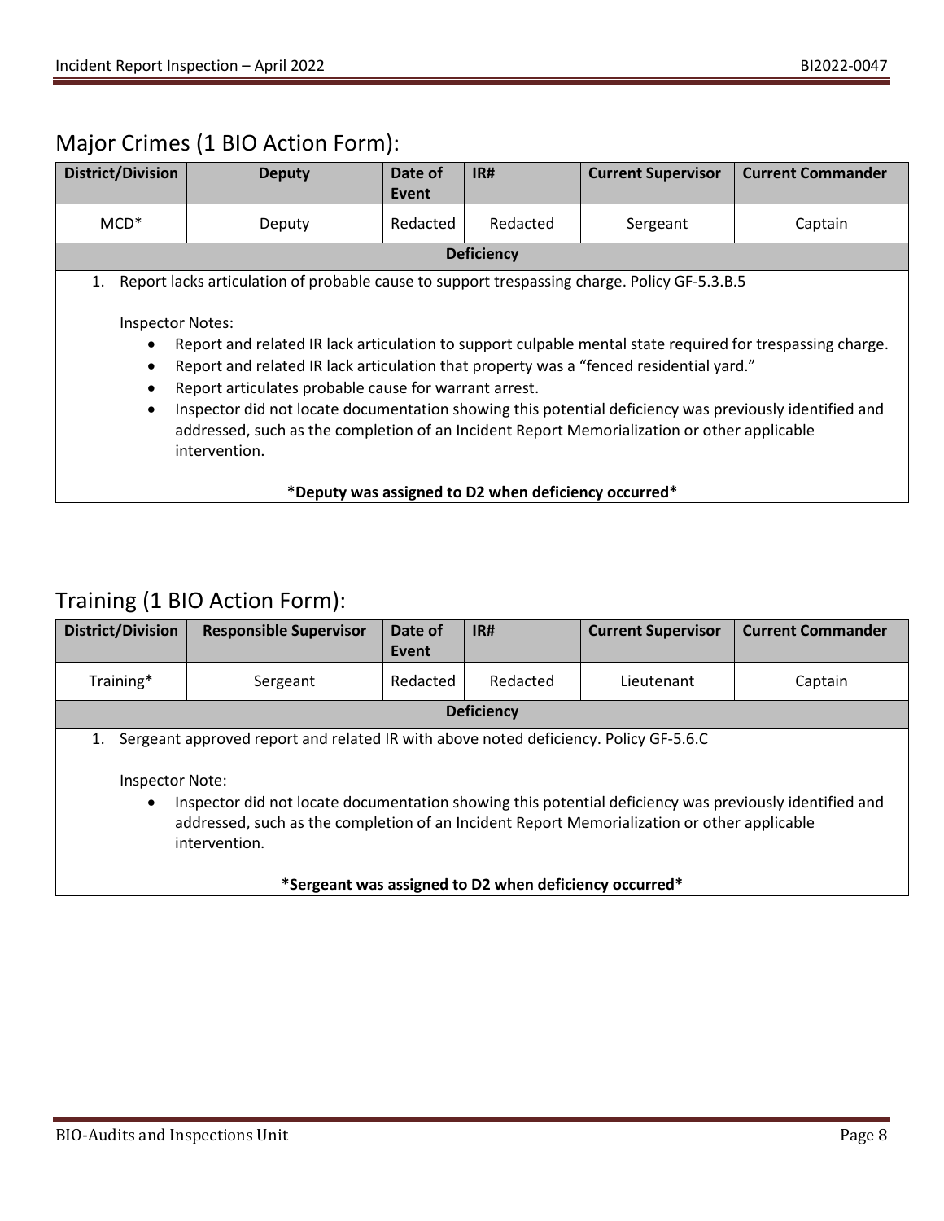## Major Crimes (1 BIO Action Form):

| District/Division | Deputy | Date of Event | IR# | Current Supervisor | Current Commander |
|---|---|---|---|---|---|
| MCD* | Deputy | Redacted | Redacted | Sergeant | Captain |

**Deficiency**

1. Report lacks articulation of probable cause to support trespassing charge. Policy GF-5.3.B.5

   Inspector Notes:

   - Report and related IR lack articulation to support culpable mental state required for trespassing charge.
   - Report and related IR lack articulation that property was a "fenced residential yard."
   - Report articulates probable cause for warrant arrest.
   - Inspector did not locate documentation showing this potential deficiency was previously identified and addressed, such as the completion of an Incident Report Memorialization or other applicable intervention.

**\*Deputy was assigned to D2 when deficiency occurred\***

## Training (1 BIO Action Form):

| District/Division | Responsible Supervisor | Date of Event | IR# | Current Supervisor | Current Commander |
|---|---|---|---|---|---|
| Training* | Sergeant | Redacted | Redacted | Lieutenant | Captain |

**Deficiency**

1. Sergeant approved report and related IR with above noted deficiency. Policy GF-5.6.C

   Inspector Note:

   - Inspector did not locate documentation showing this potential deficiency was previously identified and addressed, such as the completion of an Incident Report Memorialization or other applicable intervention.

**\*Sergeant was assigned to D2 when deficiency occurred\***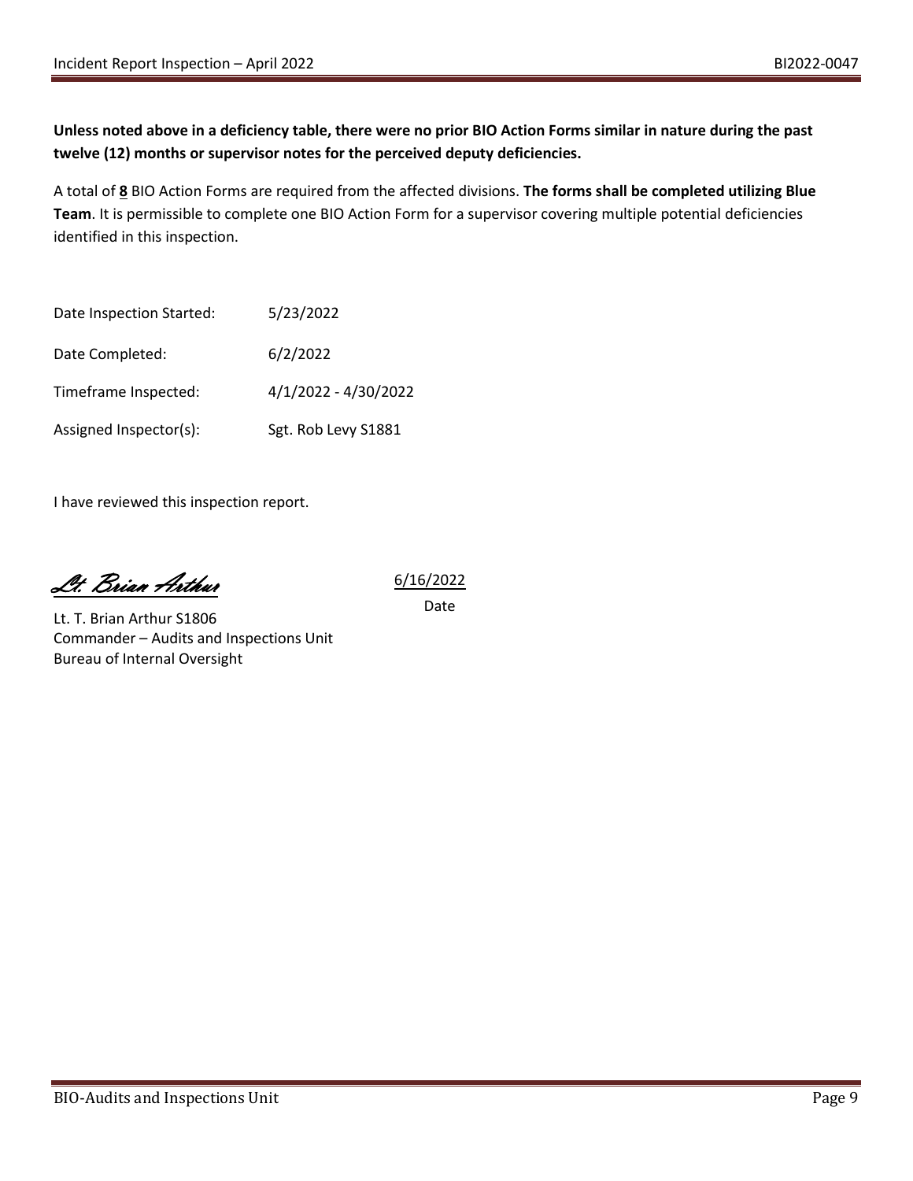**Unless noted above in a deficiency table, there were no prior BIO Action Forms similar in nature during the past twelve (12) months or supervisor notes for the perceived deputy deficiencies.**

A total of **8** BIO Action Forms are required from the affected divisions. **The forms shall be completed utilizing Blue Team**. It is permissible to complete one BIO Action Form for a supervisor covering multiple potential deficiencies identified in this inspection.

| | |
|---|---|
| Date Inspection Started: | 5/23/2022 |
| Date Completed: | 6/2/2022 |
| Timeframe Inspected: | 4/1/2022 - 4/30/2022 |
| Assigned Inspector(s): | Sgt. Rob Levy S1881 |

I have reviewed this inspection report.

*Lt. Brian Arthur*

6/16/2022
Date

Lt. T. Brian Arthur S1806
Commander – Audits and Inspections Unit
Bureau of Internal Oversight